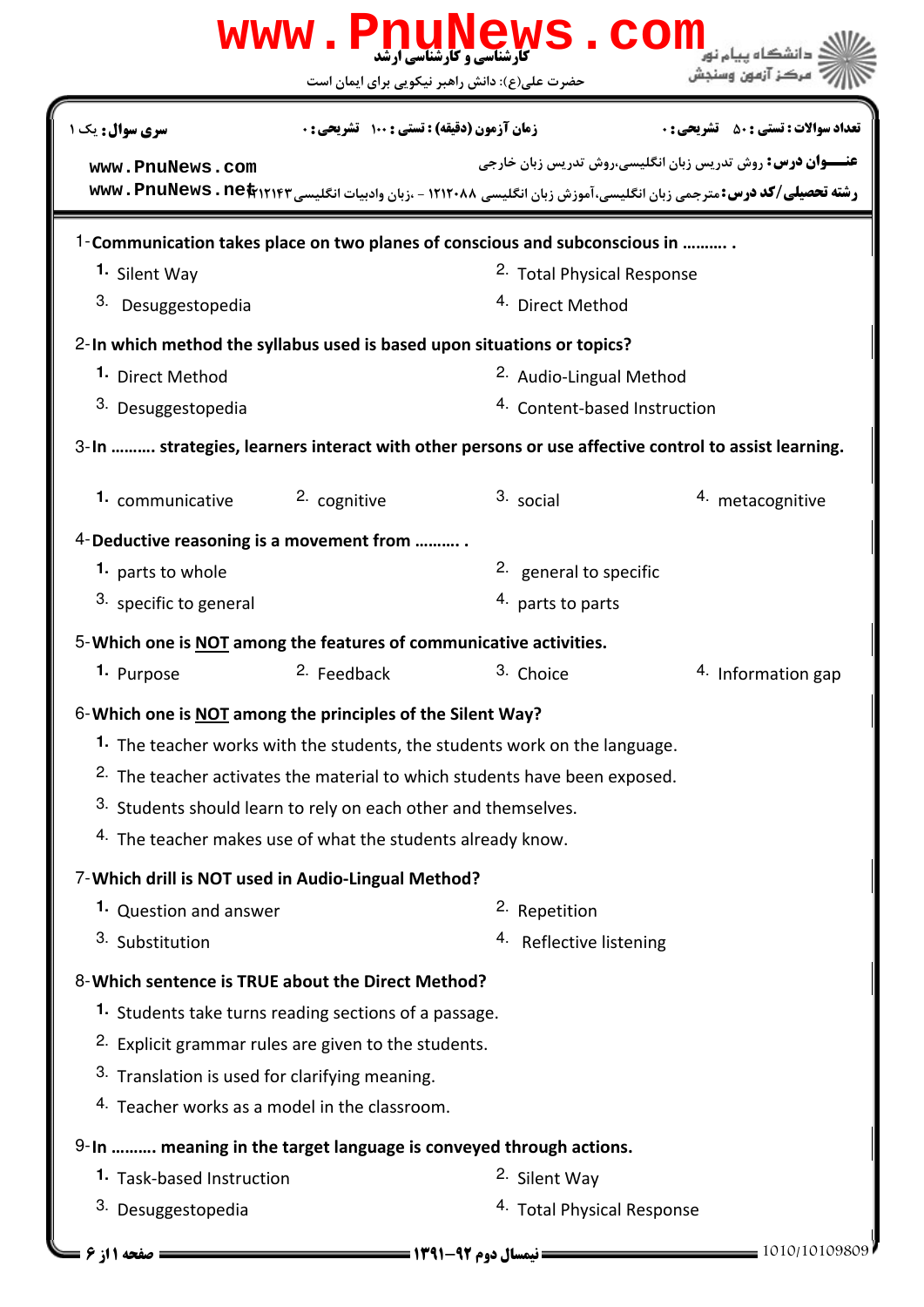**www.PnuNews.com**

کارشناسی و کارشناسی ارشد

حضرت علی(ع): دانش راهبر نیکویی برای ایمان است

دانشگاه پیام نور
مرکز آزمون وسنجش

**تعداد سوالات : تستی : ۵۰ تشریحی : ۰** | **زمان آزمون (دقیقه) : تستی : ۱۰۰ تشریحی : ۰** | **سری سوال : یک ۱**

**عنـــوان درس:** روش تدریس زبان انگلیسی،روش تدریس زبان خارجی

**رشته تحصیلی/کد درس:** مترجمی زبان انگلیسی،آموزش زبان انگلیسی ۱۲۱۲۰۸۸ - ،زبان وادبیات انگلیسی ۱۲۱۲۱۴۳

www.PnuNews.com
www.PnuNews.net

1- **Communication takes place on two planes of conscious and subconscious in .......... .**

1. Silent Way
2. Total Physical Response
3. Desuggestopedia
4. Direct Method

2- **In which method the syllabus used is based upon situations or topics?**

1. Direct Method
2. Audio-Lingual Method
3. Desuggestopedia
4. Content-based Instruction

3- **In .......... strategies, learners interact with other persons or use affective control to assist learning.**

1. communicative
2. cognitive
3. social
4. metacognitive

4- **Deductive reasoning is a movement from .......... .**

1. parts to whole
2. general to specific
3. specific to general
4. parts to parts

5- **Which one is NOT among the features of communicative activities.**

1. Purpose
2. Feedback
3. Choice
4. Information gap

6- **Which one is NOT among the principles of the Silent Way?**

1. The teacher works with the students, the students work on the language.
2. The teacher activates the material to which students have been exposed.
3. Students should learn to rely on each other and themselves.
4. The teacher makes use of what the students already know.

7- **Which drill is NOT used in Audio-Lingual Method?**

1. Question and answer
2. Repetition
3. Substitution
4. Reflective listening

8- **Which sentence is TRUE about the Direct Method?**

1. Students take turns reading sections of a passage.
2. Explicit grammar rules are given to the students.
3. Translation is used for clarifying meaning.
4. Teacher works as a model in the classroom.

9- **In .......... meaning in the target language is conveyed through actions.**

1. Task-based Instruction
2. Silent Way
3. Desuggestopedia
4. Total Physical Response

نیمسال دوم ۹۲-۱۳۹۱

1010/10109809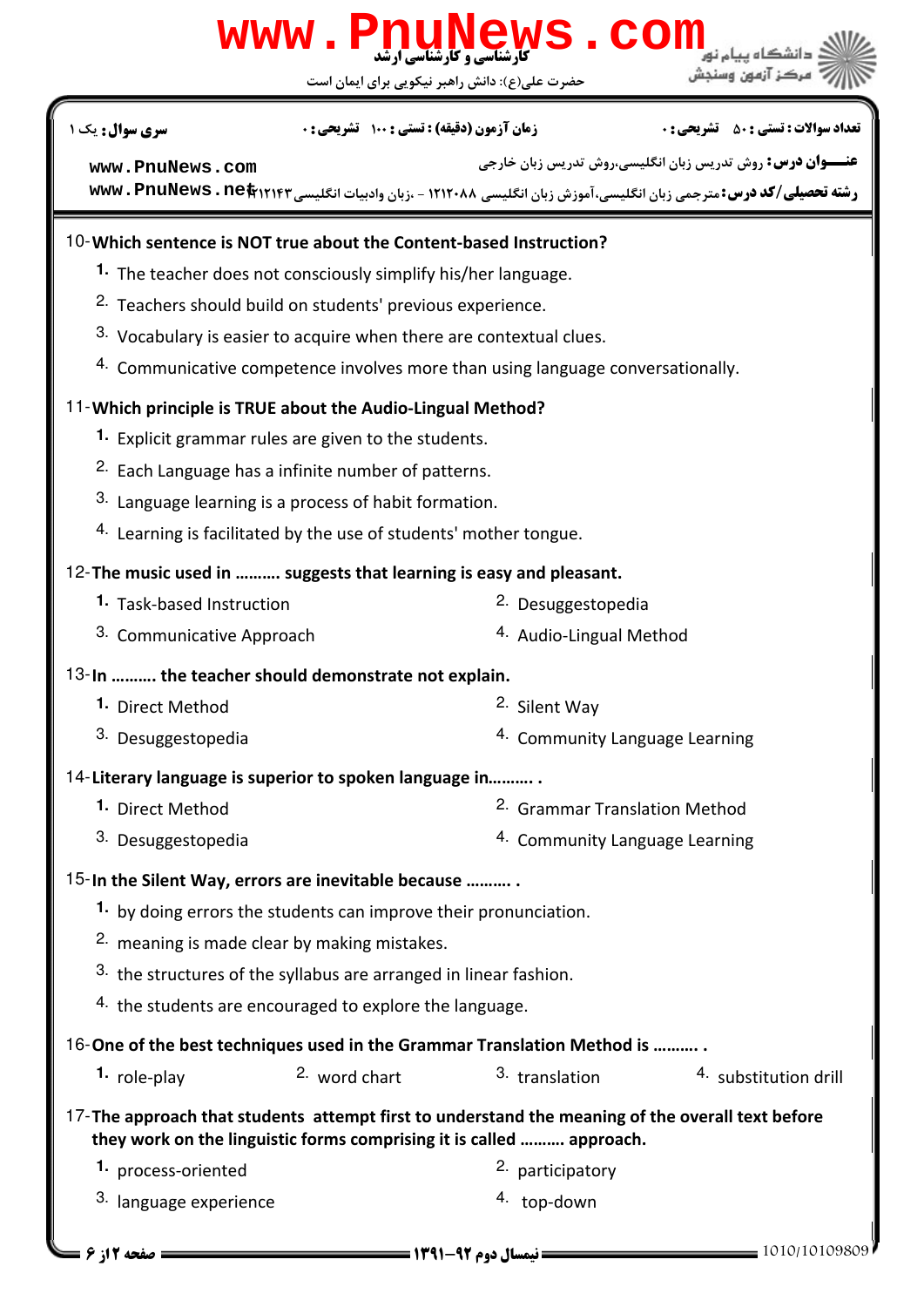10-**Which sentence is NOT true about the Content-based Instruction?**

1. The teacher does not consciously simplify his/her language.
2. Teachers should build on students' previous experience.
3. Vocabulary is easier to acquire when there are contextual clues.
4. Communicative competence involves more than using language conversationally.

11-**Which principle is TRUE about the Audio-Lingual Method?**

1. Explicit grammar rules are given to the students.
2. Each Language has a infinite number of patterns.
3. Language learning is a process of habit formation.
4. Learning is facilitated by the use of students' mother tongue.

12-**The music used in .......... suggests that learning is easy and pleasant.**

1. Task-based Instruction
2. Desuggestopedia
3. Communicative Approach
4. Audio-Lingual Method

13-**In .......... the teacher should demonstrate not explain.**

1. Direct Method
2. Silent Way
3. Desuggestopedia
4. Community Language Learning

14-**Literary language is superior to spoken language in.......... .**

1. Direct Method
2. Grammar Translation Method
3. Desuggestopedia
4. Community Language Learning

15-**In the Silent Way, errors are inevitable because .......... .**

1. by doing errors the students can improve their pronunciation.
2. meaning is made clear by making mistakes.
3. the structures of the syllabus are arranged in linear fashion.
4. the students are encouraged to explore the language.

16-**One of the best techniques used in the Grammar Translation Method is .......... .**

1. role-play
2. word chart
3. translation
4. substitution drill

17-**The approach that students attempt first to understand the meaning of the overall text before they work on the linguistic forms comprising it is called .......... approach.**

1. process-oriented
2. participatory
3. language experience
4. top-down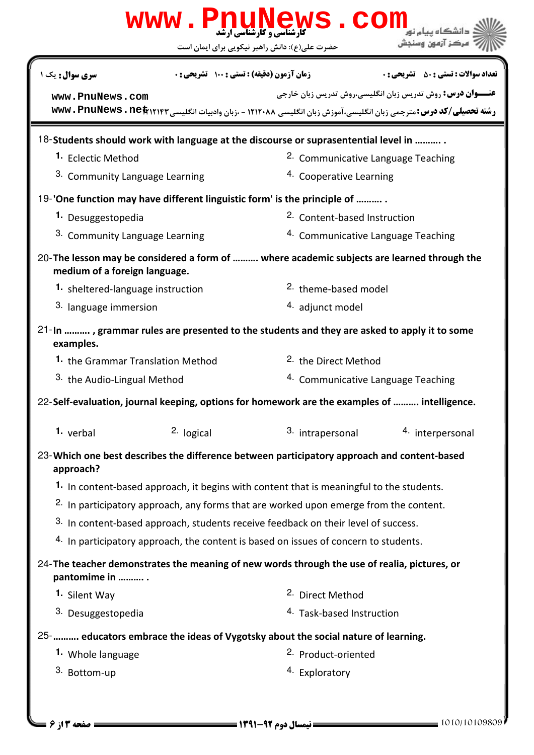18-**Students should work with language at the discourse or suprasentential level in .......... .**

1. Eclectic Method
2. Communicative Language Teaching
3. Community Language Learning
4. Cooperative Learning

19-**'One function may have different linguistic form' is the principle of .......... .**

1. Desuggestopedia
2. Content-based Instruction
3. Community Language Learning
4. Communicative Language Teaching

20-**The lesson may be considered a form of .......... where academic subjects are learned through the medium of a foreign language.**

1. sheltered-language instruction
2. theme-based model
3. language immersion
4. adjunct model

21-**In .......... , grammar rules are presented to the students and they are asked to apply it to some examples.**

1. the Grammar Translation Method
2. the Direct Method
3. the Audio-Lingual Method
4. Communicative Language Teaching

22-**Self-evaluation, journal keeping, options for homework are the examples of .......... intelligence.**

1. verbal
2. logical
3. intrapersonal
4. interpersonal

23-**Which one best describes the difference between participatory approach and content-based approach?**

1. In content-based approach, it begins with content that is meaningful to the students.
2. In participatory approach, any forms that are worked upon emerge from the content.
3. In content-based approach, students receive feedback on their level of success.
4. In participatory approach, the content is based on issues of concern to students.

24-**The teacher demonstrates the meaning of new words through the use of realia, pictures, or pantomime in .......... .**

1. Silent Way
2. Direct Method
3. Desuggestopedia
4. Task-based Instruction

25-**.......... educators embrace the ideas of Vygotsky about the social nature of learning.**

1. Whole language
2. Product-oriented
3. Bottom-up
4. Exploratory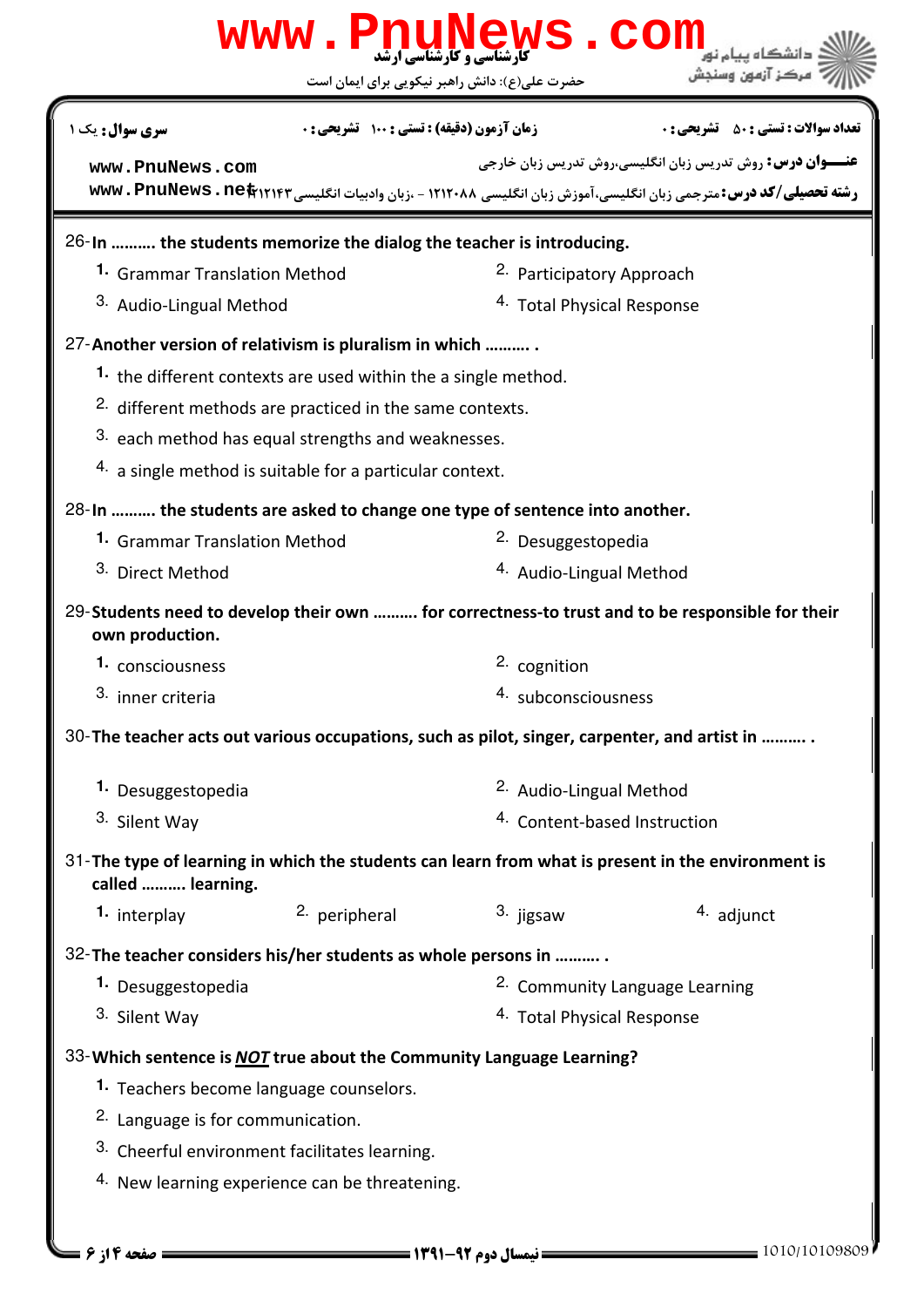26-In .......... the students memorize the dialog the teacher is introducing.

1. Grammar Translation Method
2. Participatory Approach
3. Audio-Lingual Method
4. Total Physical Response

27-Another version of relativism is pluralism in which .......... .

1. the different contexts are used within the a single method.
2. different methods are practiced in the same contexts.
3. each method has equal strengths and weaknesses.
4. a single method is suitable for a particular context.

28-In .......... the students are asked to change one type of sentence into another.

1. Grammar Translation Method
2. Desuggestopedia
3. Direct Method
4. Audio-Lingual Method

29-Students need to develop their own .......... for correctness-to trust and to be responsible for their own production.

1. consciousness
2. cognition
3. inner criteria
4. subconsciousness

30-The teacher acts out various occupations, such as pilot, singer, carpenter, and artist in .......... .

1. Desuggestopedia
2. Audio-Lingual Method
3. Silent Way
4. Content-based Instruction

31-The type of learning in which the students can learn from what is present in the environment is called .......... learning.

1. interplay
2. peripheral
3. jigsaw
4. adjunct

32-The teacher considers his/her students as whole persons in .......... .

1. Desuggestopedia
2. Community Language Learning
3. Silent Way
4. Total Physical Response

33-Which sentence is ***NOT*** true about the Community Language Learning?

1. Teachers become language counselors.
2. Language is for communication.
3. Cheerful environment facilitates learning.
4. New learning experience can be threatening.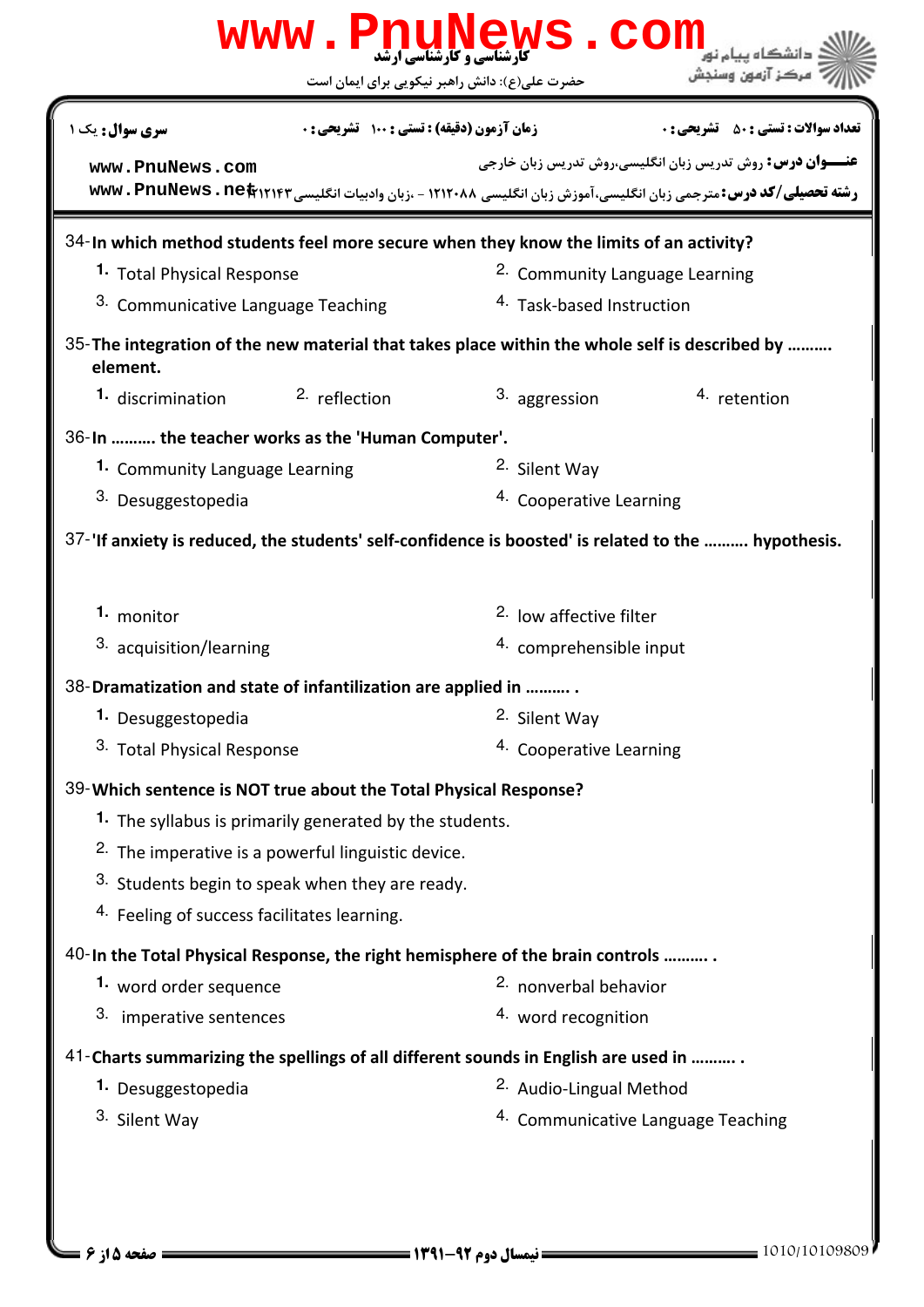34- **In which method students feel more secure when they know the limits of an activity?**

1. Total Physical Response
2. Community Language Learning
3. Communicative Language Teaching
4. Task-based Instruction

35- **The integration of the new material that takes place within the whole self is described by .......... element.**

1. discrimination
2. reflection
3. aggression
4. retention

36- **In .......... the teacher works as the 'Human Computer'.**

1. Community Language Learning
2. Silent Way
3. Desuggestopedia
4. Cooperative Learning

37- **'If anxiety is reduced, the students' self-confidence is boosted' is related to the .......... hypothesis.**

1. monitor
2. low affective filter
3. acquisition/learning
4. comprehensible input

38- **Dramatization and state of infantilization are applied in .......... .**

1. Desuggestopedia
2. Silent Way
3. Total Physical Response
4. Cooperative Learning

39- **Which sentence is NOT true about the Total Physical Response?**

1. The syllabus is primarily generated by the students.
2. The imperative is a powerful linguistic device.
3. Students begin to speak when they are ready.
4. Feeling of success facilitates learning.

40- **In the Total Physical Response, the right hemisphere of the brain controls .......... .**

1. word order sequence
2. nonverbal behavior
3. imperative sentences
4. word recognition

41- **Charts summarizing the spellings of all different sounds in English are used in .......... .**

1. Desuggestopedia
2. Audio-Lingual Method
3. Silent Way
4. Communicative Language Teaching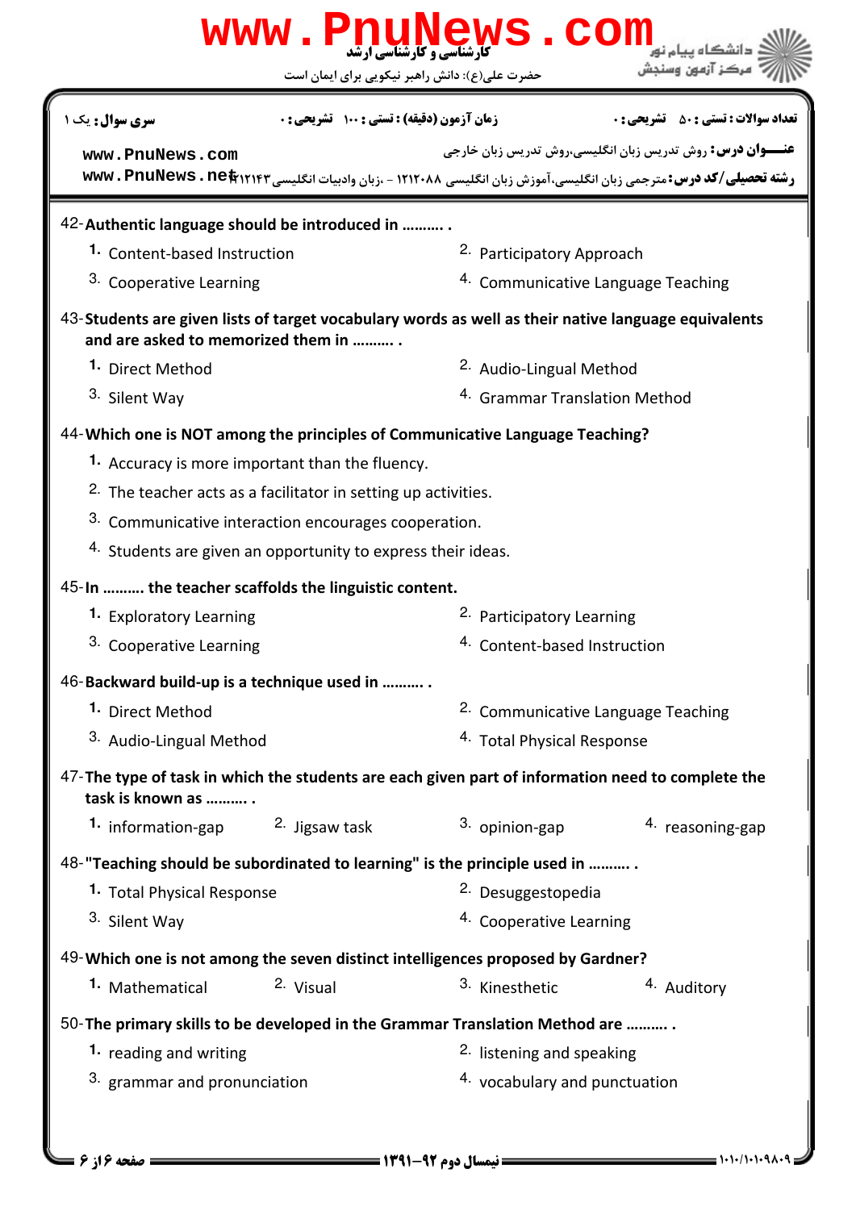42-**Authentic language should be introduced in .......... .**

1. Content-based Instruction
2. Participatory Approach
3. Cooperative Learning
4. Communicative Language Teaching

43-**Students are given lists of target vocabulary words as well as their native language equivalents and are asked to memorized them in .......... .**

1. Direct Method
2. Audio-Lingual Method
3. Silent Way
4. Grammar Translation Method

44-**Which one is NOT among the principles of Communicative Language Teaching?**

1. Accuracy is more important than the fluency.
2. The teacher acts as a facilitator in setting up activities.
3. Communicative interaction encourages cooperation.
4. Students are given an opportunity to express their ideas.

45-**In .......... the teacher scaffolds the linguistic content.**

1. Exploratory Learning
2. Participatory Learning
3. Cooperative Learning
4. Content-based Instruction

46-**Backward build-up is a technique used in .......... .**

1. Direct Method
2. Communicative Language Teaching
3. Audio-Lingual Method
4. Total Physical Response

47-**The type of task in which the students are each given part of information need to complete the task is known as .......... .**

1. information-gap
2. Jigsaw task
3. opinion-gap
4. reasoning-gap

48-**"Teaching should be subordinated to learning" is the principle used in .......... .**

1. Total Physical Response
2. Desuggestopedia
3. Silent Way
4. Cooperative Learning

49-**Which one is not among the seven distinct intelligences proposed by Gardner?**

1. Mathematical
2. Visual
3. Kinesthetic
4. Auditory

50-**The primary skills to be developed in the Grammar Translation Method are .......... .**

1. reading and writing
2. listening and speaking
3. grammar and pronunciation
4. vocabulary and punctuation